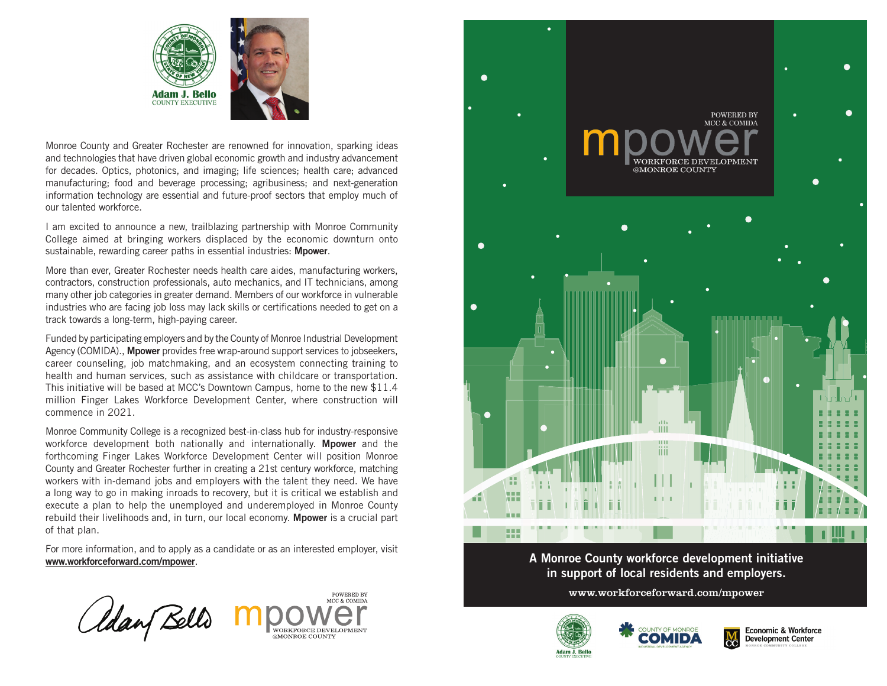**Adam J. Bello**
COUNTY EXECUTIVE

Monroe County and Greater Rochester are renowned for innovation, sparking ideas and technologies that have driven global economic growth and industry advancement for decades. Optics, photonics, and imaging; life sciences; health care; advanced manufacturing; food and beverage processing; agribusiness; and next-generation information technology are essential and future-proof sectors that employ much of our talented workforce.

I am excited to announce a new, trailblazing partnership with Monroe Community College aimed at bringing workers displaced by the economic downturn onto sustainable, rewarding career paths in essential industries: **Mpower**.

More than ever, Greater Rochester needs health care aides, manufacturing workers, contractors, construction professionals, auto mechanics, and IT technicians, among many other job categories in greater demand. Members of our workforce in vulnerable industries who are facing job loss may lack skills or certifications needed to get on a track towards a long-term, high-paying career.

Funded by participating employers and by the County of Monroe Industrial Development Agency (COMIDA)., **Mpower** provides free wrap-around support services to jobseekers, career counseling, job matchmaking, and an ecosystem connecting training to health and human services, such as assistance with childcare or transportation. This initiative will be based at MCC's Downtown Campus, home to the new $11.4 million Finger Lakes Workforce Development Center, where construction will commence in 2021.

Monroe Community College is a recognized best-in-class hub for industry-responsive workforce development both nationally and internationally. **Mpower** and the forthcoming Finger Lakes Workforce Development Center will position Monroe County and Greater Rochester further in creating a 21st century workforce, matching workers with in-demand jobs and employers with the talent they need. We have a long way to go in making inroads to recovery, but it is critical we establish and execute a plan to help the unemployed and underemployed in Monroe County rebuild their livelihoods and, in turn, our local economy. **Mpower** is a crucial part of that plan.

For more information, and to apply as a candidate or as an interested employer, visit **www.workforceforward.com/mpower**.

Adam Bello

POWERED BY MCC & COMIDA
mpower
WORKFORCE DEVELOPMENT @MONROE COUNTY

POWERED BY MCC & COMIDA

# mpower

WORKFORCE DEVELOPMENT
@MONROE COUNTY

**A Monroe County workforce development initiative in support of local residents and employers.**

www.workforceforward.com/mpower

Adam J. Bello COUNTY EXECUTIVE

COUNTY OF MONROE COMIDA INDUSTRIAL DEVELOPMENT AGENCY

Economic & Workforce Development Center MONROE COMMUNITY COLLEGE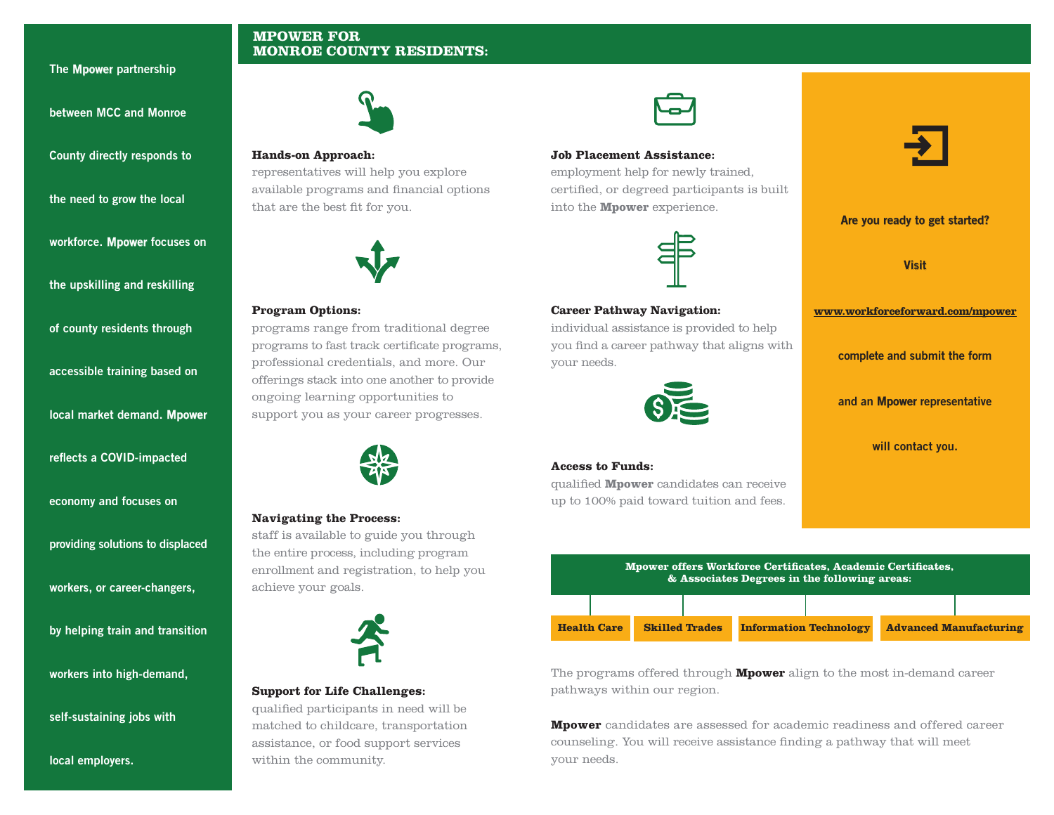The **Mpower** partnership between MCC and Monroe County directly responds to the need to grow the local workforce. **Mpower** focuses on the upskilling and reskilling of county residents through accessible training based on local market demand. **Mpower** reflects a COVID-impacted economy and focuses on providing solutions to displaced workers, or career-changers, by helping train and transition workers into high-demand, self-sustaining jobs with local employers.

## MPOWER FOR MONROE COUNTY RESIDENTS:

**Hands-on Approach:**
representatives will help you explore available programs and financial options that are the best fit for you.

**Program Options:**
programs range from traditional degree programs to fast track certificate programs, professional credentials, and more. Our offerings stack into one another to provide ongoing learning opportunities to support you as your career progresses.

**Navigating the Process:**
staff is available to guide you through the entire process, including program enrollment and registration, to help you achieve your goals.

**Support for Life Challenges:**
qualified participants in need will be matched to childcare, transportation assistance, or food support services within the community.

**Job Placement Assistance:**
employment help for newly trained, certified, or degreed participants is built into the **Mpower** experience.

**Career Pathway Navigation:**
individual assistance is provided to help you find a career pathway that aligns with your needs.

**Access to Funds:**
qualified **Mpower** candidates can receive up to 100% paid toward tuition and fees.

**Are you ready to get started?**

**Visit**

**www.workforceforward.com/mpower**

**complete and submit the form and an Mpower representative will contact you.**

**Mpower offers Workforce Certificates, Academic Certificates, & Associates Degrees in the following areas:**

- **Health Care**
- **Skilled Trades**
- **Information Technology**
- **Advanced Manufacturing**

The programs offered through **Mpower** align to the most in-demand career pathways within our region.

**Mpower** candidates are assessed for academic readiness and offered career counseling. You will receive assistance finding a pathway that will meet your needs.